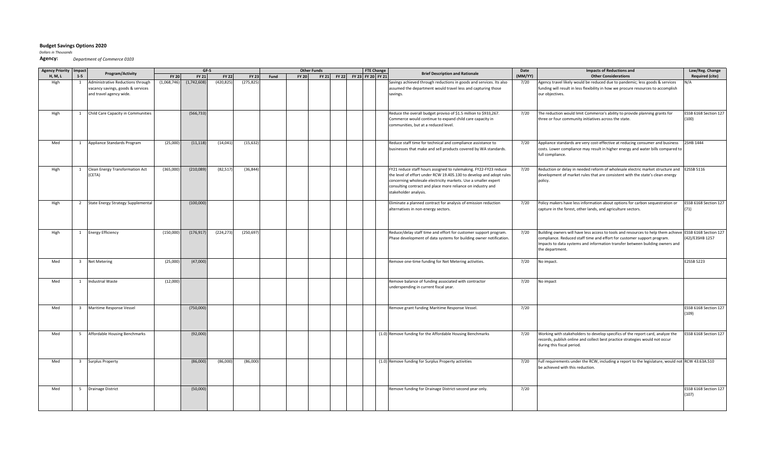**Budget Savings Options 2020**

*Dollars in Thousands*

**Agency:** *Department of Commerce 0103*

| Agency Priority H, M, L | Impact 1-5 | Program/Activity | GF-S FY 20 | GF-S FY 21 | GF-S FY 22 | GF-S FY 23 | Other Funds Fund | Other Funds FY 20 | Other Funds FY 21 | Other Funds FY 22 | Other Funds FY 23 | FTE Change FY 20 | FTE Change FY 21 | Brief Description and Rationale | Date (MM/YY) | Impacts of Reductions and Other Considerations | Law/Reg. Change Required (cite) |
|---|---|---|---|---|---|---|---|---|---|---|---|---|---|---|---|---|---|
| High | 1 | Administrative Reductions through vacancy savings, goods & services and travel agency wide. | (1,068,746) | (1,742,608) | (420,825) | (275,825) | | | | | | | | Savings achieved through reductions in goods and services. Its also assumed the department would travel less and capturing those savings. | 7/20 | Agency travel likely would be reduced due to pandemic; less goods & services funding will result in less flexibility in how we procure resources to accomplish our objectives. | N/A |
| High | 1 | Child Care Capacity in Communities | | (566,733) | | | | | | | | | | Reduce the overall budget proviso of $1.5 million to $933,267. Commerce would continue to expand child care capacity in communities, but at a reduced level. | 7/20 | The reduction would limit Commerce's ability to provide planning grants for three or four community initiatives across the state. | ESSB 6168 Section 127 (100) |
| Med | 1 | Appliance Standards Program | (25,000) | (11,118) | (14,041) | (15,632) | | | | | | | | Reduce staff time for technical and compliance assistance to businesses that make and sell products covered by WA standards. | 7/20 | Appliance standards are very cost-effective at reducing consumer and business costs. Lower compliance may result in higher energy and water bills compared to full compliance. | 2SHB 1444 |
| High | 1 | Clean Energy Transformation Act (CETA) | (365,000) | (210,089) | (82,517) | (36,844) | | | | | | | | FY21 reduce staff hours assigned to rulemaking. FY22-FY23 reduce the level of effort under RCW 19.405.130 to develop and adopt rules concerning wholesale electricity markets. Use a smaller expert consulting contract and place more reliance on industry and stakeholder analysis. | 7/20 | Reduction or delay in needed reform of wholesale electric market structure and development of market rules that are consistent with the state's clean energy policy. | E2SSB 5116 |
| High | 2 | State Energy Strategy Supplemental | | (100,000) | | | | | | | | | | Eliminate a planned contract for analysis of emission reduction alternatives in non-energy sectors. | 7/20 | Policy makers have less information about options for carbon sequestration or capture in the forest, other lands, and agriculture sectors. | ESSB 6168 Section 127 (71) |
| High | 1 | Energy Efficiency | (150,000) | (176,917) | (224,273) | (250,697) | | | | | | | | Reduce/delay staff time and effort for customer support program. Phase development of data systems for building owner notification. | 7/20 | Building owners will have less access to tools and resources to help them achieve compliance. Reduced staff time and effort for customer support program. Impacts to data systems and information transfer between building owners and the department. | ESSB 6168 Section 127 (42)/E3SHB 1257 |
| Med | 3 | Net Metering | (25,000) | (47,000) | | | | | | | | | | Remove one-time funding for Net Metering activities. | 7/20 | No impact. | E2SSB 5223 |
| Med | 1 | Industrial Waste | (12,000) | | | | | | | | | | | Remove balance of funding associated with contractor underspending in current fiscal year. | 7/20 | No impact | |
| Med | 3 | Maritime Response Vessel | | (750,000) | | | | | | | | | | Remove grant funding Maritime Response Vessel. | 7/20 | | ESSB 6168 Section 127 (109) |
| Med | 5 | Affordable Housing Benchmarks | | (92,000) | | | | | | | | | (1.0) | Remove funding for the Affordable Housing Benchmarks | 7/20 | Working with stakeholders to develop specifics of the report card, analyze the records, publish online and collect best practice strategies would not occur during this fiscal period. | ESSB 6168 Section 127 |
| Med | 3 | Surplus Property | | (86,000) | (86,000) | (86,000) | | | | | | | (1.0) | Remove funding for Surplus Property activities | 7/20 | Full requirements under the RCW, including a report to the legislature, would not be achieved with this reduction. | RCW 43.63A.510 |
| Med | 5 | Drainage District | | (50,000) | | | | | | | | | | Remove funding for Drainage District-second year only. | 7/20 | | ESSB 6168 Section 127 (107) |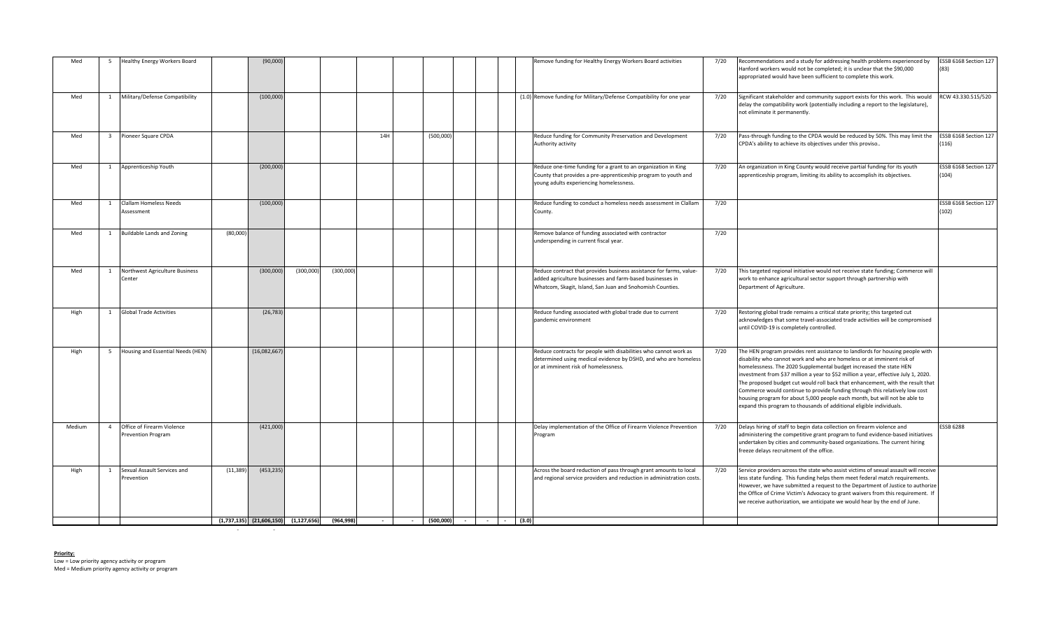| | | | | | | | | | | | | | | | | | |
|---|---|---|---|---|---|---|---|---|---|---|---|---|---|---|---|---|---|
| Med | 5 | Healthy Energy Workers Board | | (90,000) | | | | | | | | | | Remove funding for Healthy Energy Workers Board activities | 7/20 | Recommendations and a study for addressing health problems experienced by Hanford workers would not be completed; it is unclear that the $90,000 appropriated would have been sufficient to complete this work. | ESSB 6168 Section 127 (83) |
| Med | 1 | Military/Defense Compatibility | | (100,000) | | | | | | | | | (1.0) | Remove funding for Military/Defense Compatibility for one year | 7/20 | Significant stakeholder and community support exists for this work. This would delay the compatibility work (potentially including a report to the legislature), not eliminate it permanently. | RCW 43.330.515/520 |
| Med | 3 | Pioneer Square CPDA | | | | | 14H | | (500,000) | | | | | Reduce funding for Community Preservation and Development Authority activity | 7/20 | Pass-through funding to the CPDA would be reduced by 50%. This may limit the CPDA's ability to achieve its objectives under this proviso.. | ESSB 6168 Section 127 (116) |
| Med | 1 | Apprenticeship Youth | | (200,000) | | | | | | | | | | Reduce one-time funding for a grant to an organization in King County that provides a pre-apprenticeship program to youth and young adults experiencing homelessness. | 7/20 | An organization in King County would receive partial funding for its youth apprenticeship program, limiting its ability to accomplish its objectives. | ESSB 6168 Section 127 (104) |
| Med | 1 | Clallam Homeless Needs Assessment | | (100,000) | | | | | | | | | | Reduce funding to conduct a homeless needs assessment in Clallam County. | 7/20 | | ESSB 6168 Section 127 (102) |
| Med | 1 | Buildable Lands and Zoning | (80,000) | | | | | | | | | | | Remove balance of funding associated with contractor underspending in current fiscal year. | 7/20 | | |
| Med | 1 | Northwest Agriculture Business Center | | (300,000) | (300,000) | (300,000) | | | | | | | | Reduce contract that provides business assistance for farms, value-added agriculture businesses and farm-based businesses in Whatcom, Skagit, Island, San Juan and Snohomish Counties. | 7/20 | This targeted regional initiative would not receive state funding; Commerce will work to enhance agricultural sector support through partnership with Department of Agriculture. | |
| High | 1 | Global Trade Activities | | (26,783) | | | | | | | | | | Reduce funding associated with global trade due to current pandemic environment | 7/20 | Restoring global trade remains a critical state priority; this targeted cut acknowledges that some travel-associated trade activities will be compromised until COVID-19 is completely controlled. | |
| High | 5 | Housing and Essential Needs (HEN) | | (16,082,667) | | | | | | | | | | Reduce contracts for people with disabilities who cannot work as determined using medical evidence by DSHD, and who are homeless or at imminent risk of homelessness. | 7/20 | The HEN program provides rent assistance to landlords for housing people with disability who cannot work and who are homeless or at imminent risk of homelessness. The 2020 Supplemental budget increased the state HEN investment from $37 million a year to $52 million a year, effective July 1, 2020. The proposed budget cut would roll back that enhancement, with the result that Commerce would continue to provide funding through this relatively low cost housing program for about 5,000 people each month, but will not be able to expand this program to thousands of additional eligible individuals. | |
| Medium | 4 | Office of Firearm Violence Prevention Program | | (421,000) | | | | | | | | | | Delay implementation of the Office of Firearm Violence Prevention Program | 7/20 | Delays hiring of staff to begin data collection on firearm violence and administering the competitive grant program to fund evidence-based initiatives undertaken by cities and community-based organizations. The current hiring freeze delays recruitment of the office. | ESSB 6288 |
| High | 1 | Sexual Assault Services and Prevention | (11,389) | (453,235) | | | | | | | | | | Across the board reduction of pass through grant amounts to local and regional service providers and reduction in administration costs. | 7/20 | Service providers across the state who assist victims of sexual assault will receive less state funding. This funding helps them meet federal match requirements. However, we have submitted a request to the Department of Justice to authorize the Office of Crime Victim's Advocacy to grant waivers from this requirement. If we receive authorization, we anticipate we would hear by the end of June. | |
| | | | (1,737,135) | (21,606,150) | (1,127,656) | (964,998) | - | - | (500,000) | - | - | - | (3.0) | | | | |

**Priority:**

Low = Low priority agency activity or program

Med = Medium priority agency activity or program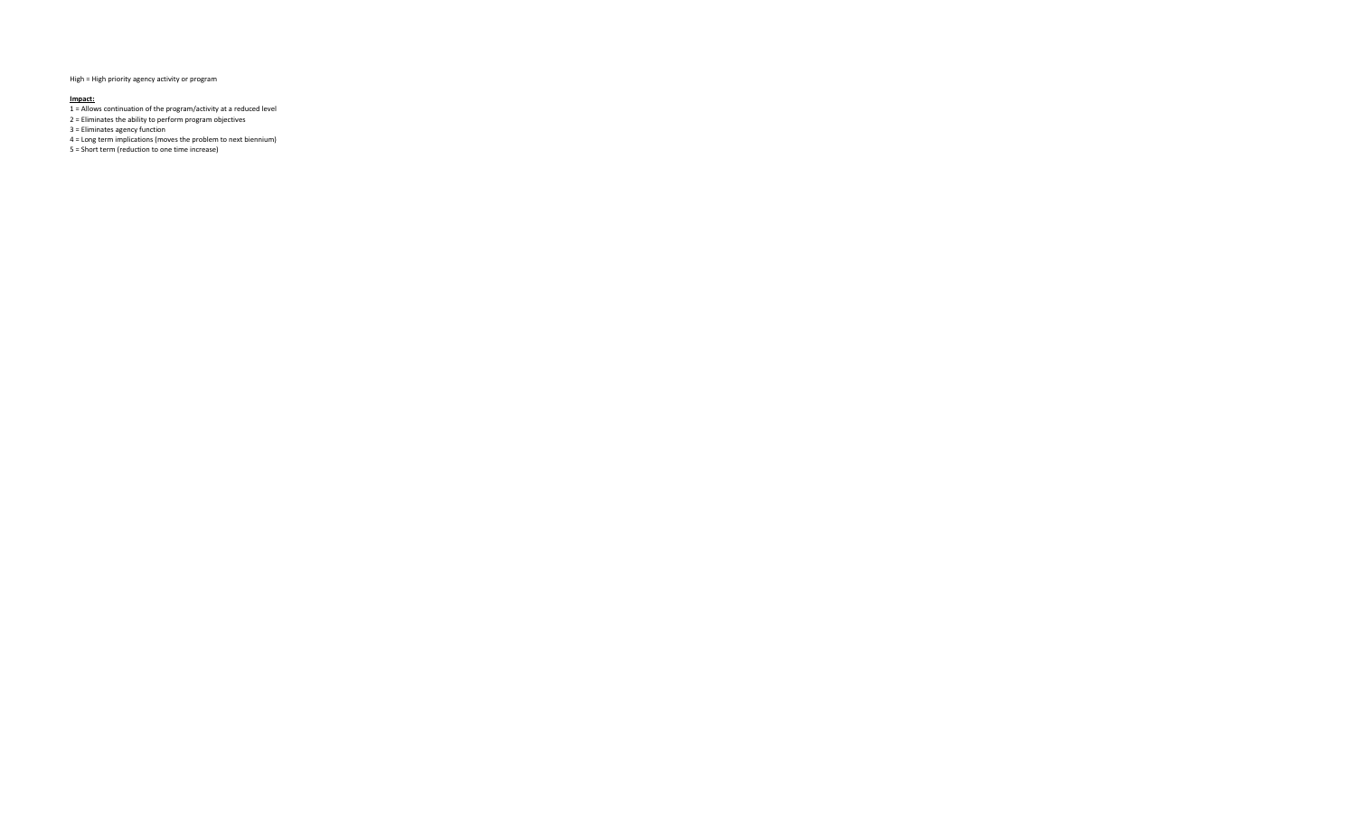High = High priority agency activity or program

**Impact:**

1 = Allows continuation of the program/activity at a reduced level
2 = Eliminates the ability to perform program objectives
3 = Eliminates agency function
4 = Long term implications (moves the problem to next biennium)
5 = Short term (reduction to one time increase)